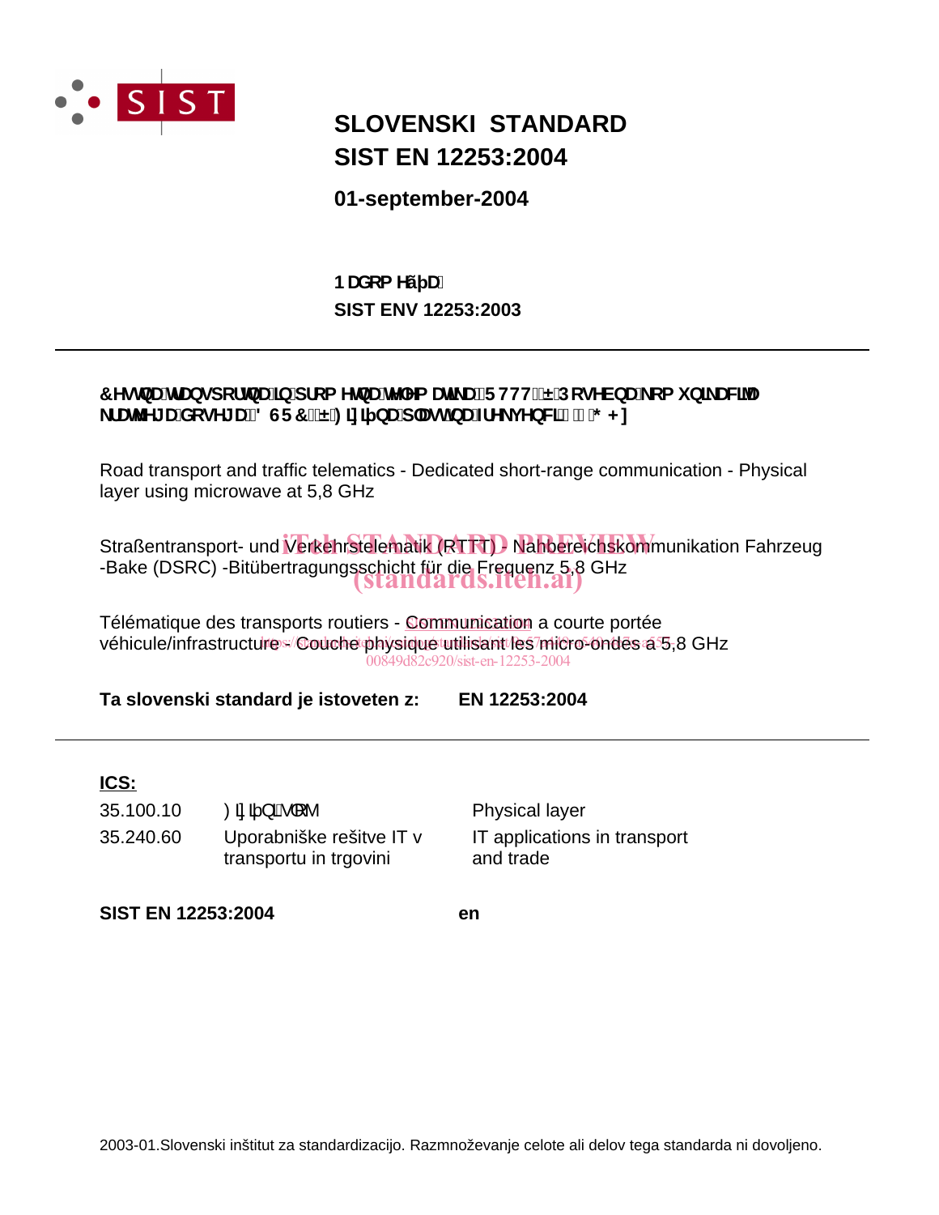# SLOVENSKI STANDARD
# SIST EN 12253:2004

**01-september-2004**

**Nadomešča:**
**SIST ENV 12253:2003**

---

**Cestna transportna in prometna telematika (RTTT) – Posebna komunikacija kratkega dosega (DSRC) – Fizična plast na frekvenci 5,8 GHz**

Road transport and traffic telematics - Dedicated short-range communication - Physical layer using microwave at 5,8 GHz

Straßentransport- und Verkehrstelematik (RTTT) - Nahbereichskommunikation Fahrzeug -Bake (DSRC) -Bitübertragungsschicht für die Frequenz 5,8 GHz

Télématique des transports routiers - Communication a courte portée véhicule/infrastructure - Couche physique utilisant les micro-ondes a 5,8 GHz

**Ta slovenski standard je istoveten z:** **EN 12253:2004**

---

**ICS:**

| | | |
|---|---|---|
| 35.100.10 | Fizični sloj | Physical layer |
| 35.240.60 | Uporabniške rešitve IT v transportu in trgovini | IT applications in transport and trade |

**SIST EN 12253:2004** **en**

2003-01.Slovenski inštitut za standardizacijo. Razmnoževanje celote ali delov tega standarda ni dovoljeno.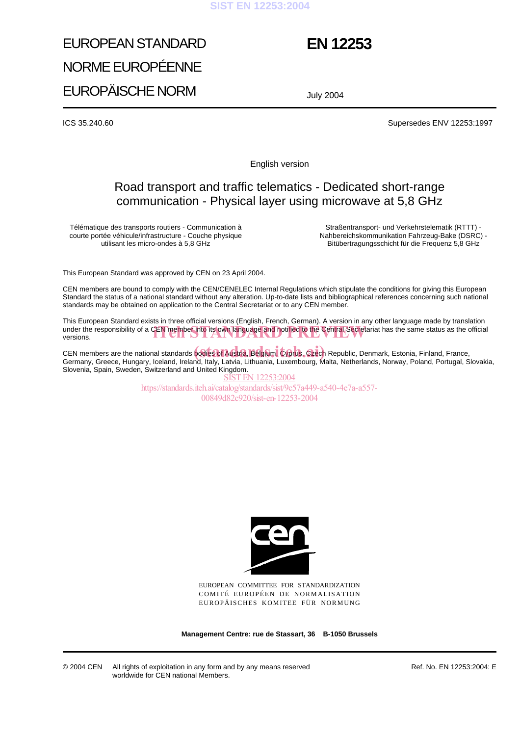# EUROPEAN STANDARD
# NORME EUROPÉENNE
# EUROPÄISCHE NORM

**EN 12253**

July 2004

ICS 35.240.60

Supersedes ENV 12253:1997

English version

## Road transport and traffic telematics - Dedicated short-range communication - Physical layer using microwave at 5,8 GHz

Télématique des transports routiers - Communication à courte portée véhicule/infrastructure - Couche physique utilisant les micro-ondes à 5,8 GHz

Straßentransport- und Verkehrstelematik (RTTT) - Nahbereichskommunikation Fahrzeug-Bake (DSRC) - Bitübertragungsschicht für die Frequenz 5,8 GHz

This European Standard was approved by CEN on 23 April 2004.

CEN members are bound to comply with the CEN/CENELEC Internal Regulations which stipulate the conditions for giving this European Standard the status of a national standard without any alteration. Up-to-date lists and bibliographical references concerning such national standards may be obtained on application to the Central Secretariat or to any CEN member.

This European Standard exists in three official versions (English, French, German). A version in any other language made by translation under the responsibility of a CEN member into its own language and notified to the Central Secretariat has the same status as the official versions.

CEN members are the national standards bodies of Austria, Belgium, Cyprus, Czech Republic, Denmark, Estonia, Finland, France, Germany, Greece, Hungary, Iceland, Ireland, Italy, Latvia, Lithuania, Luxembourg, Malta, Netherlands, Norway, Poland, Portugal, Slovakia, Slovenia, Spain, Sweden, Switzerland and United Kingdom.

EUROPEAN COMMITTEE FOR STANDARDIZATION
COMITÉ EUROPÉEN DE NORMALISATION
EUROPÄISCHES KOMITEE FÜR NORMUNG

**Management Centre: rue de Stassart, 36 B-1050 Brussels**

© 2004 CEN All rights of exploitation in any form and by any means reserved worldwide for CEN national Members.

Ref. No. EN 12253:2004: E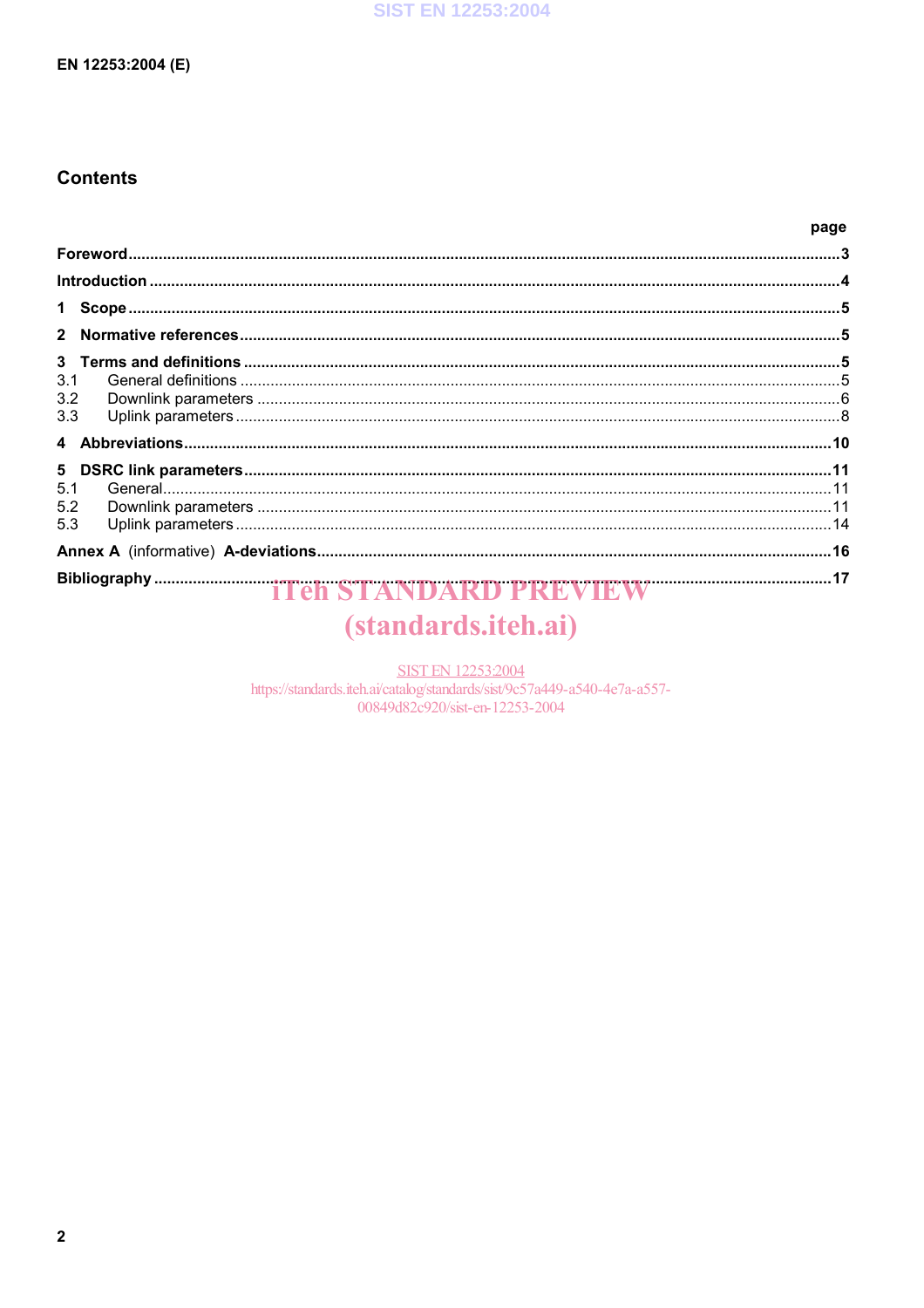## Contents

| | page |
|---|---|
| **Foreword** | **3** |
| **Introduction** | **4** |
| **1 Scope** | **5** |
| **2 Normative references** | **5** |
| **3 Terms and definitions** | **5** |
| 3.1 General definitions | 5 |
| 3.2 Downlink parameters | 6 |
| 3.3 Uplink parameters | 8 |
| **4 Abbreviations** | **10** |
| **5 DSRC link parameters** | **11** |
| 5.1 General | 11 |
| 5.2 Downlink parameters | 11 |
| 5.3 Uplink parameters | 14 |
| **Annex A** (informative) **A-deviations** | **16** |
| **Bibliography** | **17** |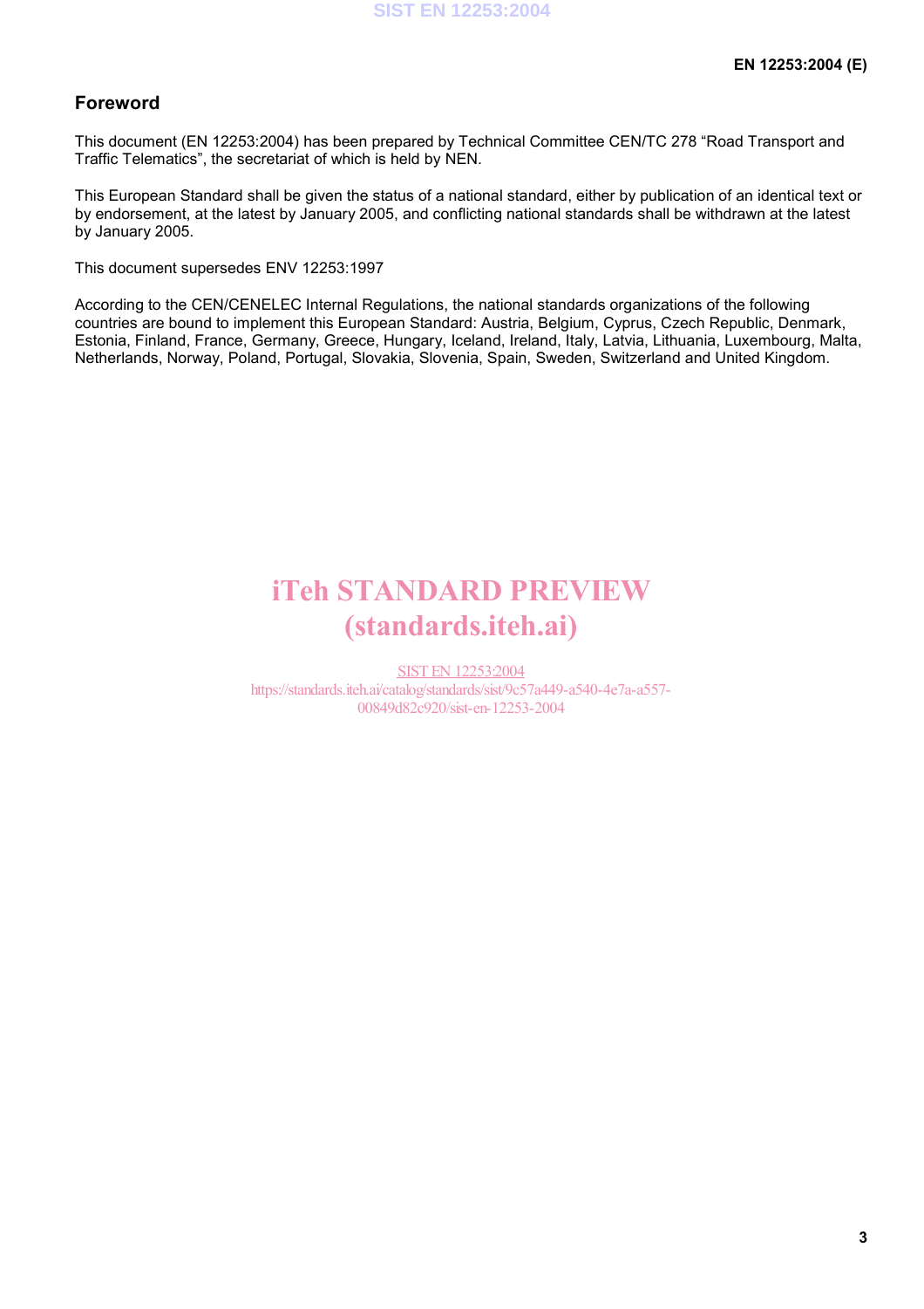## Foreword

This document (EN 12253:2004) has been prepared by Technical Committee CEN/TC 278 “Road Transport and Traffic Telematics”, the secretariat of which is held by NEN.

This European Standard shall be given the status of a national standard, either by publication of an identical text or by endorsement, at the latest by January 2005, and conflicting national standards shall be withdrawn at the latest by January 2005.

This document supersedes ENV 12253:1997

According to the CEN/CENELEC Internal Regulations, the national standards organizations of the following countries are bound to implement this European Standard: Austria, Belgium, Cyprus, Czech Republic, Denmark, Estonia, Finland, France, Germany, Greece, Hungary, Iceland, Ireland, Italy, Latvia, Lithuania, Luxembourg, Malta, Netherlands, Norway, Poland, Portugal, Slovakia, Slovenia, Spain, Sweden, Switzerland and United Kingdom.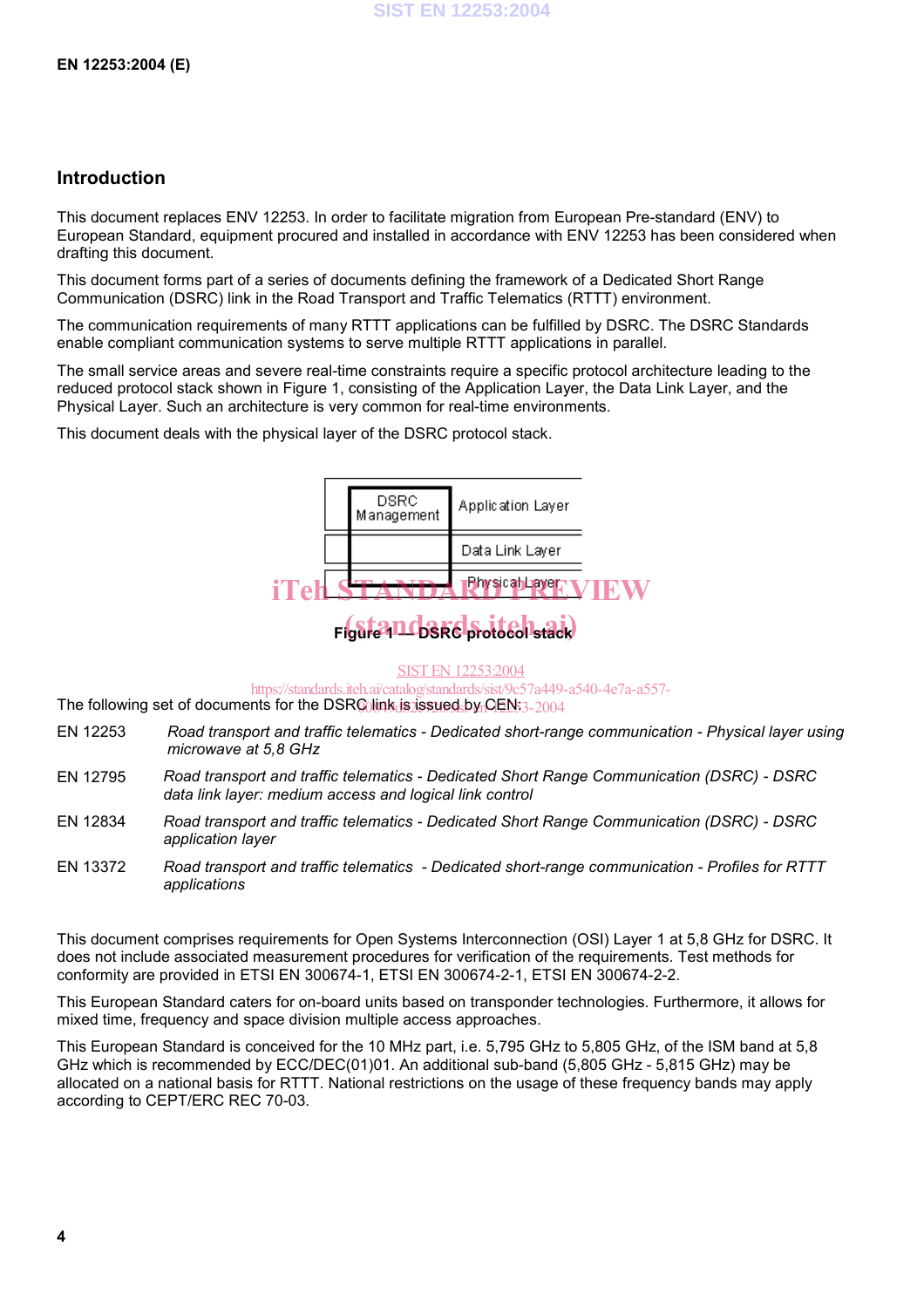## Introduction

This document replaces ENV 12253. In order to facilitate migration from European Pre-standard (ENV) to European Standard, equipment procured and installed in accordance with ENV 12253 has been considered when drafting this document.

This document forms part of a series of documents defining the framework of a Dedicated Short Range Communication (DSRC) link in the Road Transport and Traffic Telematics (RTTT) environment.

The communication requirements of many RTTT applications can be fulfilled by DSRC. The DSRC Standards enable compliant communication systems to serve multiple RTTT applications in parallel.

The small service areas and severe real-time constraints require a specific protocol architecture leading to the reduced protocol stack shown in Figure 1, consisting of the Application Layer, the Data Link Layer, and the Physical Layer. Such an architecture is very common for real-time environments.

This document deals with the physical layer of the DSRC protocol stack.

| DSRC Management | Application Layer |
| --- | --- |
| | Data Link Layer |
| | Physical Layer |

**Figure 1 — DSRC protocol stack**

The following set of documents for the DSRC link is issued by CEN:

| | |
| --- | --- |
| EN 12253 | *Road transport and traffic telematics - Dedicated short-range communication - Physical layer using microwave at 5,8 GHz* |
| EN 12795 | *Road transport and traffic telematics - Dedicated Short Range Communication (DSRC) - DSRC data link layer: medium access and logical link control* |
| EN 12834 | *Road transport and traffic telematics - Dedicated Short Range Communication (DSRC) - DSRC application layer* |
| EN 13372 | *Road transport and traffic telematics - Dedicated short-range communication - Profiles for RTTT applications* |

This document comprises requirements for Open Systems Interconnection (OSI) Layer 1 at 5,8 GHz for DSRC. It does not include associated measurement procedures for verification of the requirements. Test methods for conformity are provided in ETSI EN 300674-1, ETSI EN 300674-2-1, ETSI EN 300674-2-2.

This European Standard caters for on-board units based on transponder technologies. Furthermore, it allows for mixed time, frequency and space division multiple access approaches.

This European Standard is conceived for the 10 MHz part, i.e. 5,795 GHz to 5,805 GHz, of the ISM band at 5,8 GHz which is recommended by ECC/DEC(01)01. An additional sub-band (5,805 GHz - 5,815 GHz) may be allocated on a national basis for RTTT. National restrictions on the usage of these frequency bands may apply according to CEPT/ERC REC 70-03.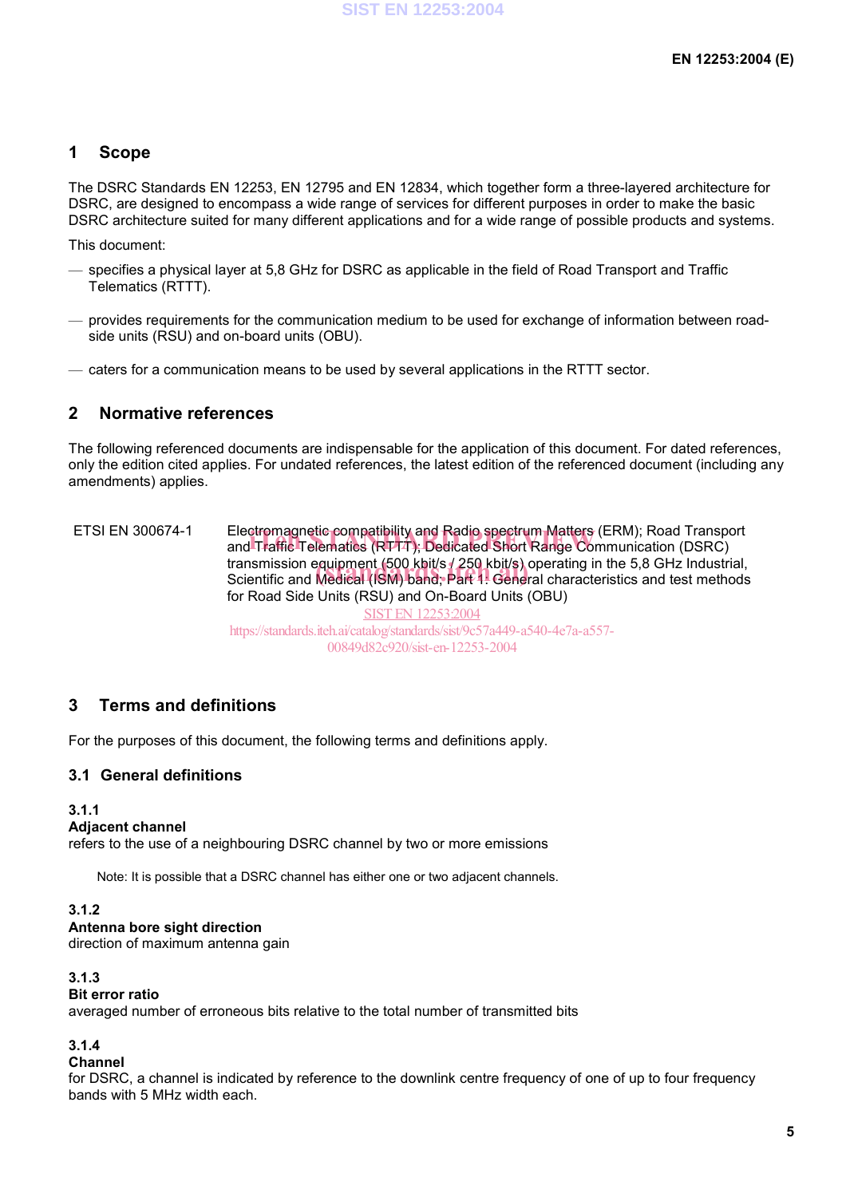## 1 Scope

The DSRC Standards EN 12253, EN 12795 and EN 12834, which together form a three-layered architecture for DSRC, are designed to encompass a wide range of services for different purposes in order to make the basic DSRC architecture suited for many different applications and for a wide range of possible products and systems.

This document:

- specifies a physical layer at 5,8 GHz for DSRC as applicable in the field of Road Transport and Traffic Telematics (RTTT).
- provides requirements for the communication medium to be used for exchange of information between road-side units (RSU) and on-board units (OBU).
- caters for a communication means to be used by several applications in the RTTT sector.

## 2 Normative references

The following referenced documents are indispensable for the application of this document. For dated references, only the edition cited applies. For undated references, the latest edition of the referenced document (including any amendments) applies.

ETSI EN 300674-1 Electromagnetic compatibility and Radio spectrum Matters (ERM); Road Transport and Traffic Telematics (RTTT); Dedicated Short Range Communication (DSRC) transmission equipment (500 kbit/s / 250 kbit/s) operating in the 5,8 GHz Industrial, Scientific and Medical (ISM) band; Part 1: General characteristics and test methods for Road Side Units (RSU) and On-Board Units (OBU)

## 3 Terms and definitions

For the purposes of this document, the following terms and definitions apply.

### 3.1 General definitions

**3.1.1**
**Adjacent channel**
refers to the use of a neighbouring DSRC channel by two or more emissions

Note: It is possible that a DSRC channel has either one or two adjacent channels.

**3.1.2**
**Antenna bore sight direction**
direction of maximum antenna gain

**3.1.3**
**Bit error ratio**
averaged number of erroneous bits relative to the total number of transmitted bits

**3.1.4**
**Channel**
for DSRC, a channel is indicated by reference to the downlink centre frequency of one of up to four frequency bands with 5 MHz width each.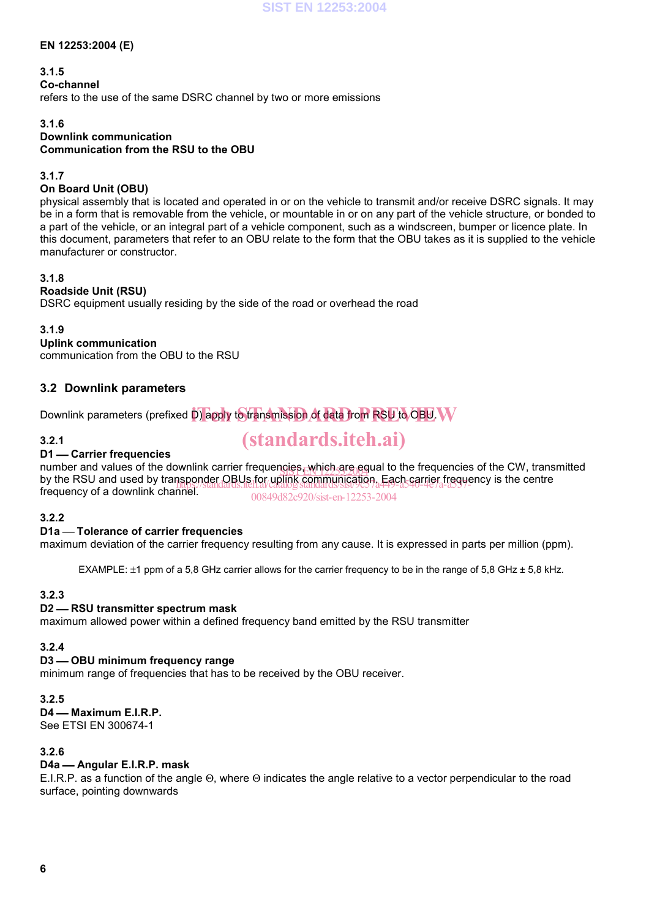#### 3.1.5
**Co-channel**
refers to the use of the same DSRC channel by two or more emissions

#### 3.1.6
**Downlink communication**
**Communication from the RSU to the OBU**

#### 3.1.7
**On Board Unit (OBU)**
physical assembly that is located and operated in or on the vehicle to transmit and/or receive DSRC signals. It may be in a form that is removable from the vehicle, or mountable in or on any part of the vehicle structure, or bonded to a part of the vehicle, or an integral part of a vehicle component, such as a windscreen, bumper or licence plate. In this document, parameters that refer to an OBU relate to the form that the OBU takes as it is supplied to the vehicle manufacturer or constructor.

#### 3.1.8
**Roadside Unit (RSU)**
DSRC equipment usually residing by the side of the road or overhead the road

#### 3.1.9
**Uplink communication**
communication from the OBU to the RSU

### 3.2 Downlink parameters

Downlink parameters (prefixed D) apply to transmission of data from RSU to OBU.

#### 3.2.1
**D1 — Carrier frequencies**
number and values of the downlink carrier frequencies, which are equal to the frequencies of the CW, transmitted by the RSU and used by transponder OBUs for uplink communication. Each carrier frequency is the centre frequency of a downlink channel.

#### 3.2.2
**D1a — Tolerance of carrier frequencies**
maximum deviation of the carrier frequency resulting from any cause. It is expressed in parts per million (ppm).

EXAMPLE: ±1 ppm of a 5,8 GHz carrier allows for the carrier frequency to be in the range of 5,8 GHz ± 5,8 kHz.

#### 3.2.3
**D2 — RSU transmitter spectrum mask**
maximum allowed power within a defined frequency band emitted by the RSU transmitter

#### 3.2.4
**D3 — OBU minimum frequency range**
minimum range of frequencies that has to be received by the OBU receiver.

#### 3.2.5
**D4 — Maximum E.I.R.P.**
See ETSI EN 300674-1

#### 3.2.6
**D4a — Angular E.I.R.P. mask**
E.I.R.P. as a function of the angle $\Theta$, where $\Theta$ indicates the angle relative to a vector perpendicular to the road surface, pointing downwards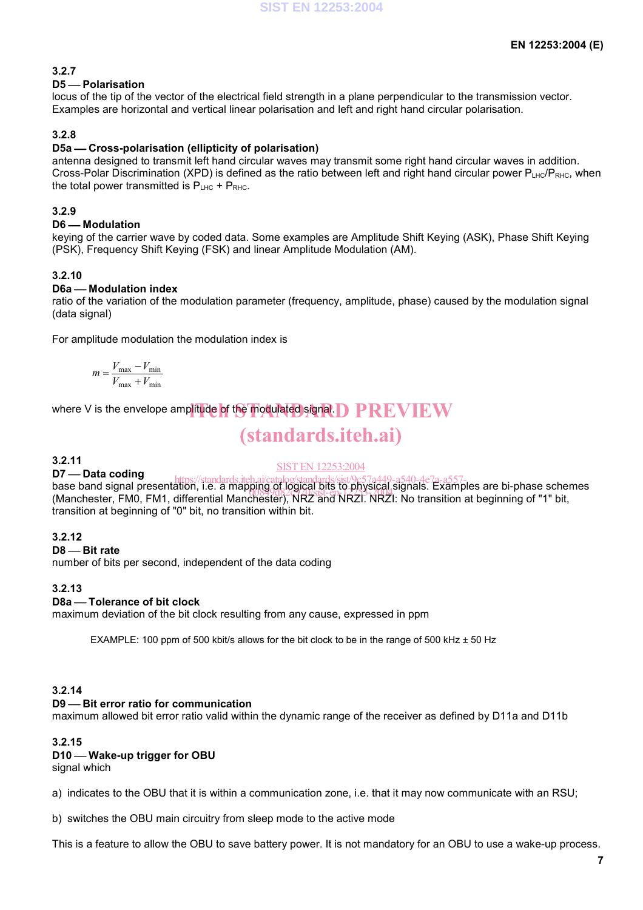### 3.2.7

**D5 — Polarisation**

locus of the tip of the vector of the electrical field strength in a plane perpendicular to the transmission vector. Examples are horizontal and vertical linear polarisation and left and right hand circular polarisation.

### 3.2.8

**D5a — Cross-polarisation (ellipticity of polarisation)**

antenna designed to transmit left hand circular waves may transmit some right hand circular waves in addition. Cross-Polar Discrimination (XPD) is defined as the ratio between left and right hand circular power $P_{LHC}/P_{RHC}$, when the total power transmitted is $P_{LHC} + P_{RHC}$.

### 3.2.9

**D6 — Modulation**

keying of the carrier wave by coded data. Some examples are Amplitude Shift Keying (ASK), Phase Shift Keying (PSK), Frequency Shift Keying (FSK) and linear Amplitude Modulation (AM).

### 3.2.10

**D6a — Modulation index**

ratio of the variation of the modulation parameter (frequency, amplitude, phase) caused by the modulation signal (data signal)

For amplitude modulation the modulation index is

$$m = \frac{V_{\max} - V_{\min}}{V_{\max} + V_{\min}}$$

where V is the envelope amplitude of the modulated signal.

### 3.2.11

**D7 — Data coding**

base band signal presentation, i.e. a mapping of logical bits to physical signals. Examples are bi-phase schemes (Manchester, FM0, FM1, differential Manchester), NRZ and NRZI. NRZI: No transition at beginning of "1" bit, transition at beginning of "0" bit, no transition within bit.

### 3.2.12

**D8 — Bit rate**

number of bits per second, independent of the data coding

### 3.2.13

**D8a — Tolerance of bit clock**

maximum deviation of the bit clock resulting from any cause, expressed in ppm

EXAMPLE: 100 ppm of 500 kbit/s allows for the bit clock to be in the range of 500 kHz ± 50 Hz

### 3.2.14

**D9 — Bit error ratio for communication**

maximum allowed bit error ratio valid within the dynamic range of the receiver as defined by D11a and D11b

### 3.2.15

**D10 — Wake-up trigger for OBU**

signal which

a) indicates to the OBU that it is within a communication zone, i.e. that it may now communicate with an RSU;

b) switches the OBU main circuitry from sleep mode to the active mode

This is a feature to allow the OBU to save battery power. It is not mandatory for an OBU to use a wake-up process.